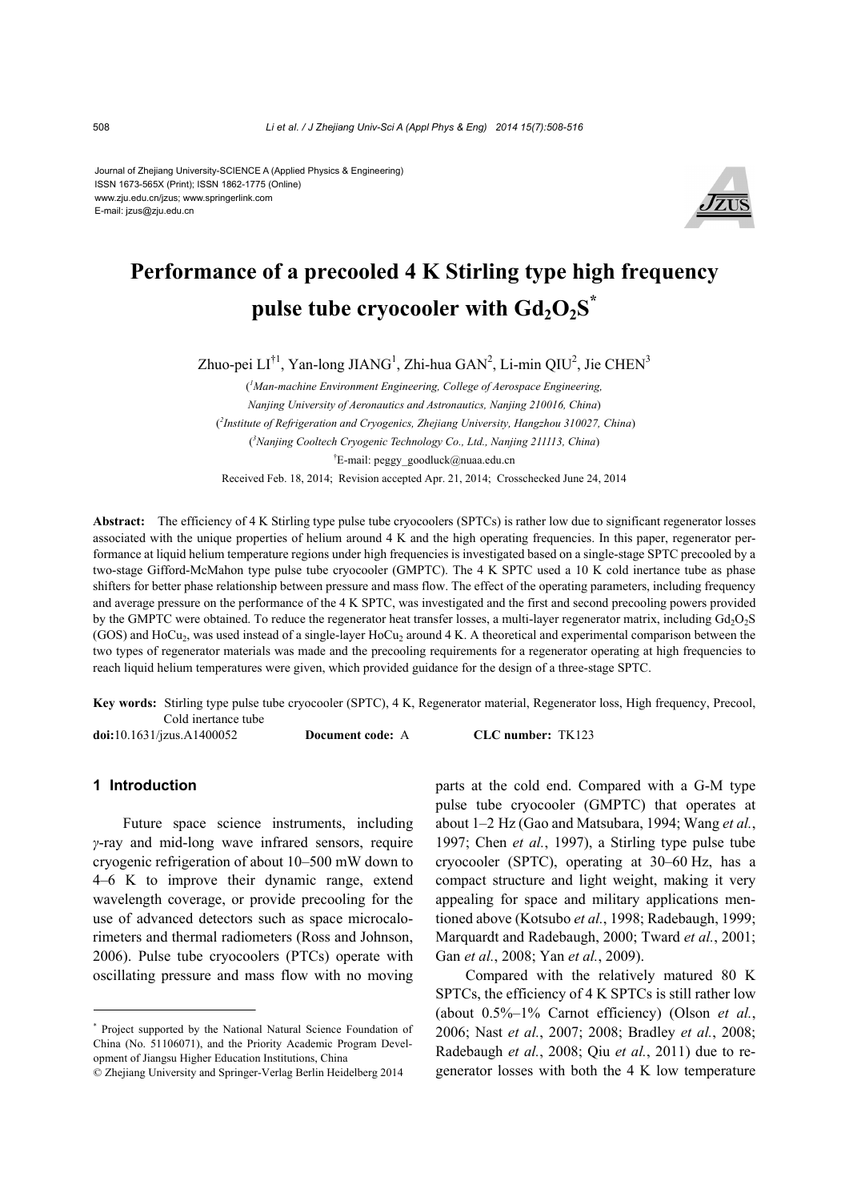Journal of Zhejiang University-SCIENCE A (Applied Physics & Engineering)
ISSN 1673-565X (Print); ISSN 1862-1775 (Online)
www.zju.edu.cn/jzus; www.springerlink.com
E-mail: jzus@zju.edu.cn

# Performance of a precooled 4 K Stirling type high frequency pulse tube cryocooler with $Gd_2O_2S$*

Zhuo-pei LI[†1], Yan-long JIANG[1], Zhi-hua GAN[2], Li-min QIU[2], Jie CHEN[3]

([1]Man-machine Environment Engineering, College of Aerospace Engineering, Nanjing University of Aeronautics and Astronautics, Nanjing 210016, China)

([2]Institute of Refrigeration and Cryogenics, Zhejiang University, Hangzhou 310027, China)

([3]Nanjing Cooltech Cryogenic Technology Co., Ltd., Nanjing 211113, China)

[†]E-mail: peggy_goodluck@nuaa.edu.cn

Received Feb. 18, 2014; Revision accepted Apr. 21, 2014; Crosschecked June 24, 2014

**Abstract:** The efficiency of 4 K Stirling type pulse tube cryocoolers (SPTCs) is rather low due to significant regenerator losses associated with the unique properties of helium around 4 K and the high operating frequencies. In this paper, regenerator performance at liquid helium temperature regions under high frequencies is investigated based on a single-stage SPTC precooled by a two-stage Gifford-McMahon type pulse tube cryocooler (GMPTC). The 4 K SPTC used a 10 K cold inertance tube as phase shifters for better phase relationship between pressure and mass flow. The effect of the operating parameters, including frequency and average pressure on the performance of the 4 K SPTC, was investigated and the first and second precooling powers provided by the GMPTC were obtained. To reduce the regenerator heat transfer losses, a multi-layer regenerator matrix, including $Gd_2O_2S$ (GOS) and $HoCu_2$, was used instead of a single-layer $HoCu_2$ around 4 K. A theoretical and experimental comparison between the two types of regenerator materials was made and the precooling requirements for a regenerator operating at high frequencies to reach liquid helium temperatures were given, which provided guidance for the design of a three-stage SPTC.

**Key words:** Stirling type pulse tube cryocooler (SPTC), 4 K, Regenerator material, Regenerator loss, High frequency, Precool, Cold inertance tube

**doi:**10.1631/jzus.A1400052 **Document code:** A **CLC number:** TK123

## 1 Introduction

Future space science instruments, including *γ*-ray and mid-long wave infrared sensors, require cryogenic refrigeration of about 10–500 mW down to 4–6 K to improve their dynamic range, extend wavelength coverage, or provide precooling for the use of advanced detectors such as space microcalorimeters and thermal radiometers (Ross and Johnson, 2006). Pulse tube cryocoolers (PTCs) operate with oscillating pressure and mass flow with no moving parts at the cold end. Compared with a G-M type pulse tube cryocooler (GMPTC) that operates at about 1–2 Hz (Gao and Matsubara, 1994; Wang *et al.*, 1997; Chen *et al.*, 1997), a Stirling type pulse tube cryocooler (SPTC), operating at 30–60 Hz, has a compact structure and light weight, making it very appealing for space and military applications mentioned above (Kotsubo *et al.*, 1998; Radebaugh, 1999; Marquardt and Radebaugh, 2000; Tward *et al.*, 2001; Gan *et al.*, 2008; Yan *et al.*, 2009).

Compared with the relatively matured 80 K SPTCs, the efficiency of 4 K SPTCs is still rather low (about 0.5%–1% Carnot efficiency) (Olson *et al.*, 2006; Nast *et al.*, 2007; 2008; Bradley *et al.*, 2008; Radebaugh *et al.*, 2008; Qiu *et al.*, 2011) due to regenerator losses with both the 4 K low temperature

---

\* Project supported by the National Natural Science Foundation of China (No. 51106071), and the Priority Academic Program Development of Jiangsu Higher Education Institutions, China

© Zhejiang University and Springer-Verlag Berlin Heidelberg 2014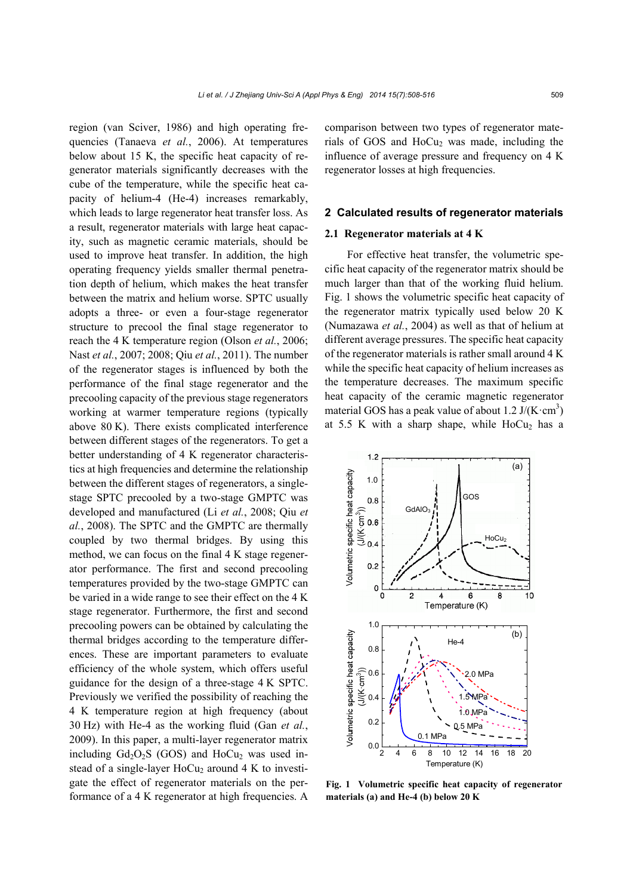region (van Sciver, 1986) and high operating frequencies (Tanaeva *et al.*, 2006). At temperatures below about 15 K, the specific heat capacity of regenerator materials significantly decreases with the cube of the temperature, while the specific heat capacity of helium-4 (He-4) increases remarkably, which leads to large regenerator heat transfer loss. As a result, regenerator materials with large heat capacity, such as magnetic ceramic materials, should be used to improve heat transfer. In addition, the high operating frequency yields smaller thermal penetration depth of helium, which makes the heat transfer between the matrix and helium worse. SPTC usually adopts a three- or even a four-stage regenerator structure to precool the final stage regenerator to reach the 4 K temperature region (Olson *et al.*, 2006; Nast *et al.*, 2007; 2008; Qiu *et al.*, 2011). The number of the regenerator stages is influenced by both the performance of the final stage regenerator and the precooling capacity of the previous stage regenerators working at warmer temperature regions (typically above 80 K). There exists complicated interference between different stages of the regenerators. To get a better understanding of 4 K regenerator characteristics at high frequencies and determine the relationship between the different stages of regenerators, a single-stage SPTC precooled by a two-stage GMPTC was developed and manufactured (Li *et al.*, 2008; Qiu *et al.*, 2008). The SPTC and the GMPTC are thermally coupled by two thermal bridges. By using this method, we can focus on the final 4 K stage regenerator performance. The first and second precooling temperatures provided by the two-stage GMPTC can be varied in a wide range to see their effect on the 4 K stage regenerator. Furthermore, the first and second precooling powers can be obtained by calculating the thermal bridges according to the temperature differences. These are important parameters to evaluate efficiency of the whole system, which offers useful guidance for the design of a three-stage 4 K SPTC. Previously we verified the possibility of reaching the 4 K temperature region at high frequency (about 30 Hz) with He-4 as the working fluid (Gan *et al.*, 2009). In this paper, a multi-layer regenerator matrix including $Gd_2O_2S$ (GOS) and $HoCu_2$ was used instead of a single-layer $HoCu_2$ around 4 K to investigate the effect of regenerator materials on the performance of a 4 K regenerator at high frequencies. A comparison between two types of regenerator materials of GOS and $HoCu_2$ was made, including the influence of average pressure and frequency on 4 K regenerator losses at high frequencies.

## 2 Calculated results of regenerator materials

### 2.1 Regenerator materials at 4 K

For effective heat transfer, the volumetric specific heat capacity of the regenerator matrix should be much larger than that of the working fluid helium. Fig. 1 shows the volumetric specific heat capacity of the regenerator matrix typically used below 20 K (Numazawa *et al.*, 2004) as well as that of helium at different average pressures. The specific heat capacity of the regenerator materials is rather small around 4 K while the specific heat capacity of helium increases as the temperature decreases. The maximum specific heat capacity of the ceramic magnetic regenerator material GOS has a peak value of about 1.2 J/(K·cm$^3$) at 5.5 K with a sharp shape, while $HoCu_2$ has a

**Fig. 1 Volumetric specific heat capacity of regenerator materials (a) and He-4 (b) below 20 K**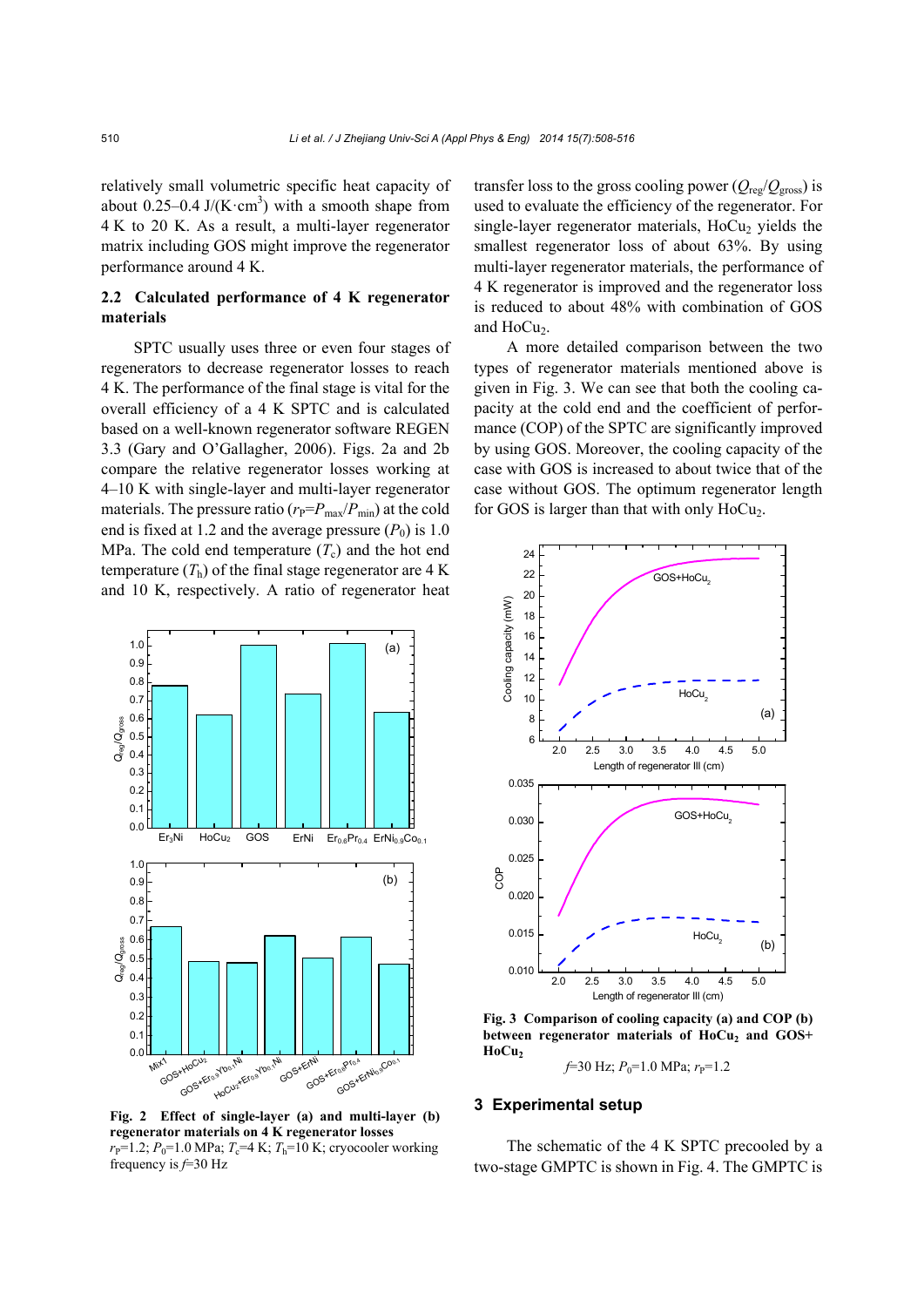relatively small volumetric specific heat capacity of about 0.25–0.4 J/(K·cm$^3$) with a smooth shape from 4 K to 20 K. As a result, a multi-layer regenerator matrix including GOS might improve the regenerator performance around 4 K.

### 2.2 Calculated performance of 4 K regenerator materials

SPTC usually uses three or even four stages of regenerators to decrease regenerator losses to reach 4 K. The performance of the final stage is vital for the overall efficiency of a 4 K SPTC and is calculated based on a well-known regenerator software REGEN 3.3 (Gary and O'Gallagher, 2006). Figs. 2a and 2b compare the relative regenerator losses working at 4–10 K with single-layer and multi-layer regenerator materials. The pressure ratio ($r_P=P_{max}/P_{min}$) at the cold end is fixed at 1.2 and the average pressure ($P_0$) is 1.0 MPa. The cold end temperature ($T_c$) and the hot end temperature ($T_h$) of the final stage regenerator are 4 K and 10 K, respectively. A ratio of regenerator heat transfer loss to the gross cooling power ($Q_{reg}/Q_{gross}$) is used to evaluate the efficiency of the regenerator. For single-layer regenerator materials, $HoCu_2$ yields the smallest regenerator loss of about 63%. By using multi-layer regenerator materials, the performance of 4 K regenerator is improved and the regenerator loss is reduced to about 48% with combination of GOS and $HoCu_2$.

A more detailed comparison between the two types of regenerator materials mentioned above is given in Fig. 3. We can see that both the cooling capacity at the cold end and the coefficient of performance (COP) of the SPTC are significantly improved by using GOS. Moreover, the cooling capacity of the case with GOS is increased to about twice that of the case without GOS. The optimum regenerator length for GOS is larger than that with only $HoCu_2$.

**Fig. 2 Effect of single-layer (a) and multi-layer (b) regenerator materials on 4 K regenerator losses**
$r_P$=1.2; $P_0$=1.0 MPa; $T_c$=4 K; $T_h$=10 K; cryocooler working frequency is $f$=30 Hz

**Fig. 3 Comparison of cooling capacity (a) and COP (b) between regenerator materials of $HoCu_2$ and GOS+$HoCu_2$**
$f$=30 Hz; $P_0$=1.0 MPa; $r_P$=1.2

## 3 Experimental setup

The schematic of the 4 K SPTC precooled by a two-stage GMPTC is shown in Fig. 4. The GMPTC is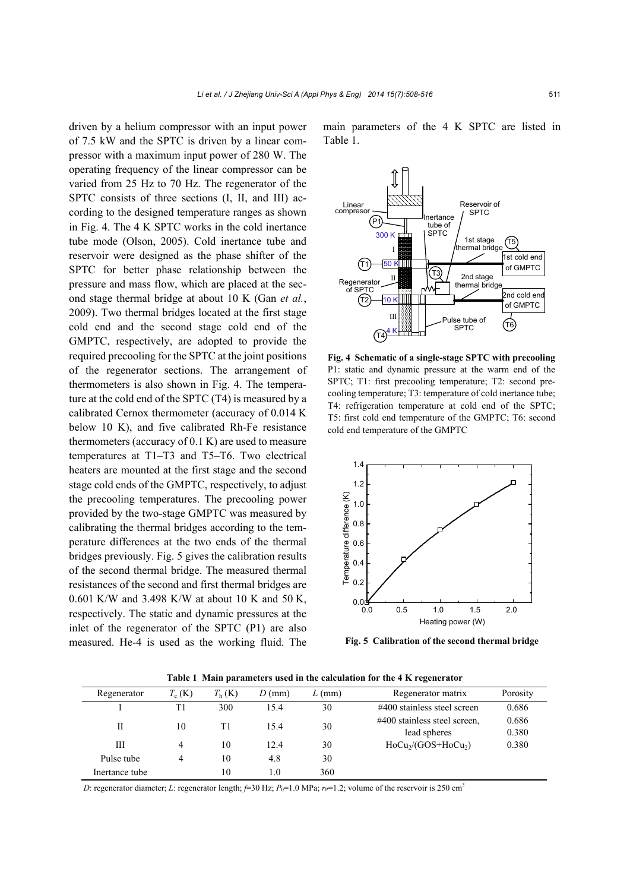driven by a helium compressor with an input power of 7.5 kW and the SPTC is driven by a linear compressor with a maximum input power of 280 W. The operating frequency of the linear compressor can be varied from 25 Hz to 70 Hz. The regenerator of the SPTC consists of three sections (I, II, and III) according to the designed temperature ranges as shown in Fig. 4. The 4 K SPTC works in the cold inertance tube mode (Olson, 2005). Cold inertance tube and reservoir were designed as the phase shifter of the SPTC for better phase relationship between the pressure and mass flow, which are placed at the second stage thermal bridge at about 10 K (Gan *et al.*, 2009). Two thermal bridges located at the first stage cold end and the second stage cold end of the GMPTC, respectively, are adopted to provide the required precooling for the SPTC at the joint positions of the regenerator sections. The arrangement of thermometers is also shown in Fig. 4. The temperature at the cold end of the SPTC (T4) is measured by a calibrated Cernox thermometer (accuracy of 0.014 K below 10 K), and five calibrated Rh-Fe resistance thermometers (accuracy of 0.1 K) are used to measure temperatures at T1–T3 and T5–T6. Two electrical heaters are mounted at the first stage and the second stage cold ends of the GMPTC, respectively, to adjust the precooling temperatures. The precooling power provided by the two-stage GMPTC was measured by calibrating the thermal bridges according to the temperature differences at the two ends of the thermal bridges previously. Fig. 5 gives the calibration results of the second thermal bridge. The measured thermal resistances of the second and first thermal bridges are 0.601 K/W and 3.498 K/W at about 10 K and 50 K, respectively. The static and dynamic pressures at the inlet of the regenerator of the SPTC (P1) are also measured. He-4 is used as the working fluid. The main parameters of the 4 K SPTC are listed in Table 1.

**Fig. 4 Schematic of a single-stage SPTC with precooling**
P1: static and dynamic pressure at the warm end of the SPTC; T1: first precooling temperature; T2: second precooling temperature; T3: temperature of cold inertance tube; T4: refrigeration temperature at cold end of the SPTC; T5: first cold end temperature of the GMPTC; T6: second cold end temperature of the GMPTC

**Fig. 5 Calibration of the second thermal bridge**

**Table 1 Main parameters used in the calculation for the 4 K regenerator**

| Regenerator | $T_c$ (K) | $T_h$ (K) | $D$ (mm) | $L$ (mm) | Regenerator matrix | Porosity |
|---|---|---|---|---|---|---|
| I | T1 | 300 | 15.4 | 30 | #400 stainless steel screen | 0.686 |
| II | 10 | T1 | 15.4 | 30 | #400 stainless steel screen, lead spheres | 0.686 0.380 |
| III | 4 | 10 | 12.4 | 30 | $HoCu_2$/(GOS+$HoCu_2$) | 0.380 |
| Pulse tube | 4 | 10 | 4.8 | 30 | | |
| Inertance tube | | 10 | 1.0 | 360 | | |

*D*: regenerator diameter; *L*: regenerator length; $f$=30 Hz; $P_0$=1.0 MPa; $r_P$=1.2; volume of the reservoir is 250 cm$^3$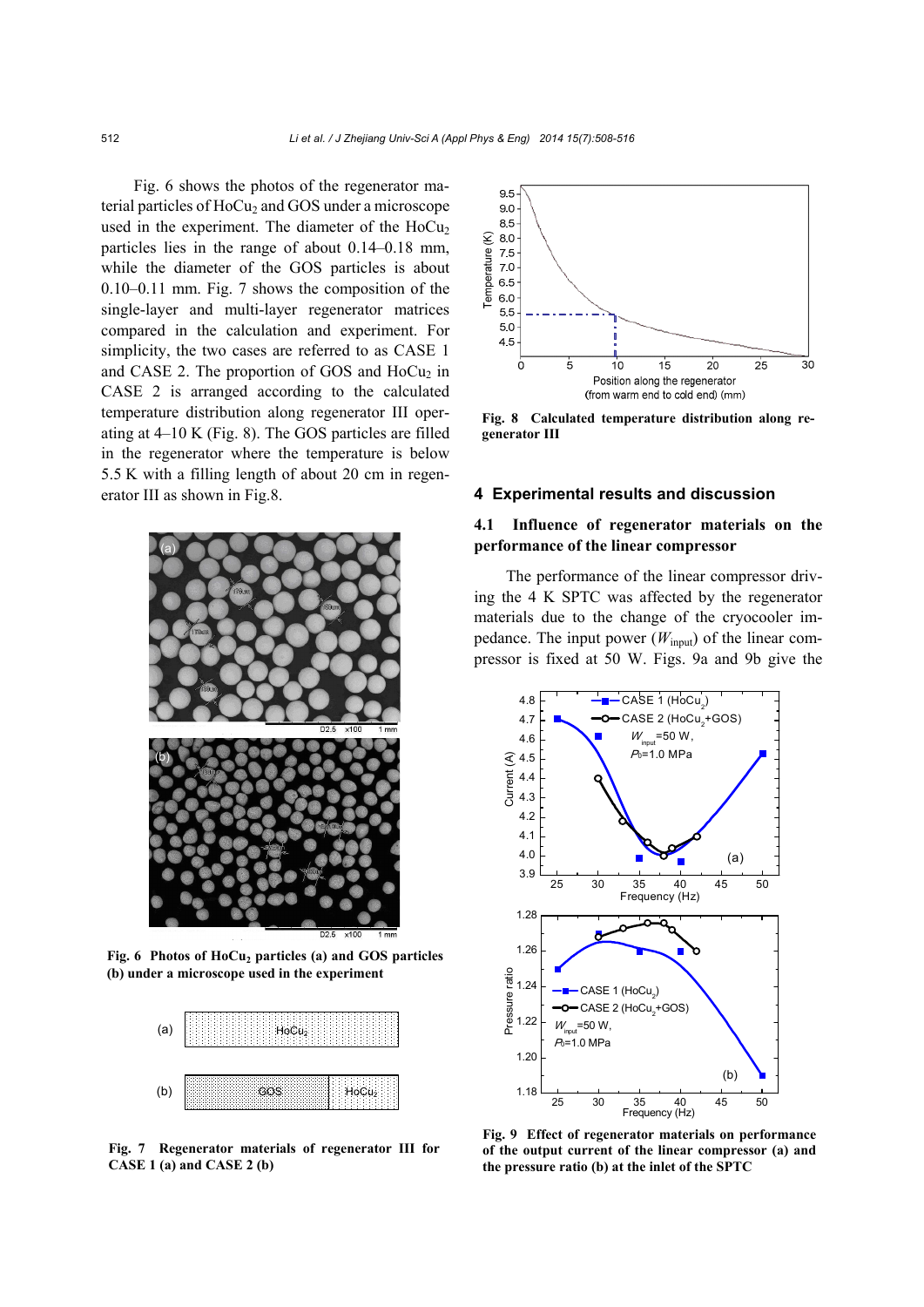Fig. 6 shows the photos of the regenerator material particles of $HoCu_2$ and GOS under a microscope used in the experiment. The diameter of the $HoCu_2$ particles lies in the range of about 0.14–0.18 mm, while the diameter of the GOS particles is about 0.10–0.11 mm. Fig. 7 shows the composition of the single-layer and multi-layer regenerator matrices compared in the calculation and experiment. For simplicity, the two cases are referred to as CASE 1 and CASE 2. The proportion of GOS and $HoCu_2$ in CASE 2 is arranged according to the calculated temperature distribution along regenerator III operating at 4–10 K (Fig. 8). The GOS particles are filled in the regenerator where the temperature is below 5.5 K with a filling length of about 20 cm in regenerator III as shown in Fig.8.

**Fig. 6 Photos of $HoCu_2$ particles (a) and GOS particles (b) under a microscope used in the experiment**

**Fig. 7 Regenerator materials of regenerator III for CASE 1 (a) and CASE 2 (b)**

**Fig. 8 Calculated temperature distribution along regenerator III**

## 4 Experimental results and discussion

### 4.1 Influence of regenerator materials on the performance of the linear compressor

The performance of the linear compressor driving the 4 K SPTC was affected by the regenerator materials due to the change of the cryocooler impedance. The input power ($W_{input}$) of the linear compressor is fixed at 50 W. Figs. 9a and 9b give the

**Fig. 9 Effect of regenerator materials on performance of the output current of the linear compressor (a) and the pressure ratio (b) at the inlet of the SPTC**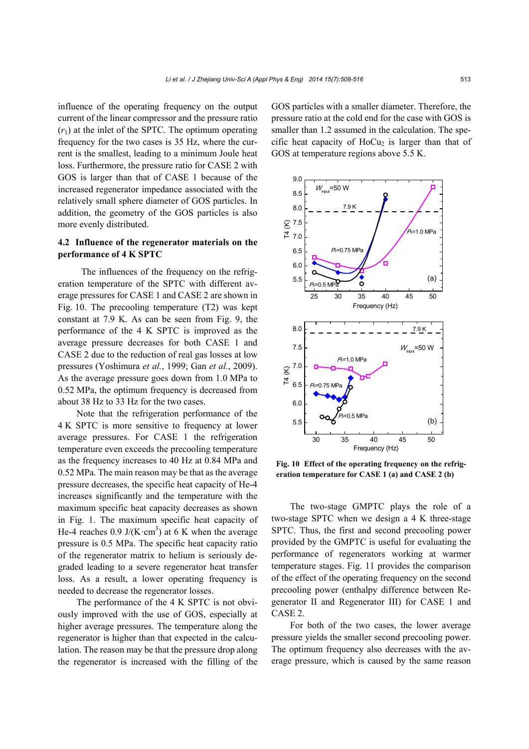influence of the operating frequency on the output current of the linear compressor and the pressure ratio ($r_1$) at the inlet of the SPTC. The optimum operating frequency for the two cases is 35 Hz, where the current is the smallest, leading to a minimum Joule heat loss. Furthermore, the pressure ratio for CASE 2 with GOS is larger than that of CASE 1 because of the increased regenerator impedance associated with the relatively small sphere diameter of GOS particles. In addition, the geometry of the GOS particles is also more evenly distributed.

### 4.2 Influence of the regenerator materials on the performance of 4 K SPTC

The influences of the frequency on the refrigeration temperature of the SPTC with different average pressures for CASE 1 and CASE 2 are shown in Fig. 10. The precooling temperature (T2) was kept constant at 7.9 K. As can be seen from Fig. 9, the performance of the 4 K SPTC is improved as the average pressure decreases for both CASE 1 and CASE 2 due to the reduction of real gas losses at low pressures (Yoshimura *et al.*, 1999; Gan *et al.*, 2009). As the average pressure goes down from 1.0 MPa to 0.52 MPa, the optimum frequency is decreased from about 38 Hz to 33 Hz for the two cases.

Note that the refrigeration performance of the 4 K SPTC is more sensitive to frequency at lower average pressures. For CASE 1 the refrigeration temperature even exceeds the precooling temperature as the frequency increases to 40 Hz at 0.84 MPa and 0.52 MPa. The main reason may be that as the average pressure decreases, the specific heat capacity of He-4 increases significantly and the temperature with the maximum specific heat capacity decreases as shown in Fig. 1. The maximum specific heat capacity of He-4 reaches 0.9 J/(K·cm$^3$) at 6 K when the average pressure is 0.5 MPa. The specific heat capacity ratio of the regenerator matrix to helium is seriously degraded leading to a severe regenerator heat transfer loss. As a result, a lower operating frequency is needed to decrease the regenerator losses.

The performance of the 4 K SPTC is not obviously improved with the use of GOS, especially at higher average pressures. The temperature along the regenerator is higher than that expected in the calculation. The reason may be that the pressure drop along the regenerator is increased with the filling of the GOS particles with a smaller diameter. Therefore, the pressure ratio at the cold end for the case with GOS is smaller than 1.2 assumed in the calculation. The specific heat capacity of $HoCu_2$ is larger than that of GOS at temperature regions above 5.5 K.

**Fig. 10 Effect of the operating frequency on the refrigeration temperature for CASE 1 (a) and CASE 2 (b)**

The two-stage GMPTC plays the role of a two-stage SPTC when we design a 4 K three-stage SPTC. Thus, the first and second precooling power provided by the GMPTC is useful for evaluating the performance of regenerators working at warmer temperature stages. Fig. 11 provides the comparison of the effect of the operating frequency on the second precooling power (enthalpy difference between Regenerator II and Regenerator III) for CASE 1 and CASE 2.

For both of the two cases, the lower average pressure yields the smaller second precooling power. The optimum frequency also decreases with the average pressure, which is caused by the same reason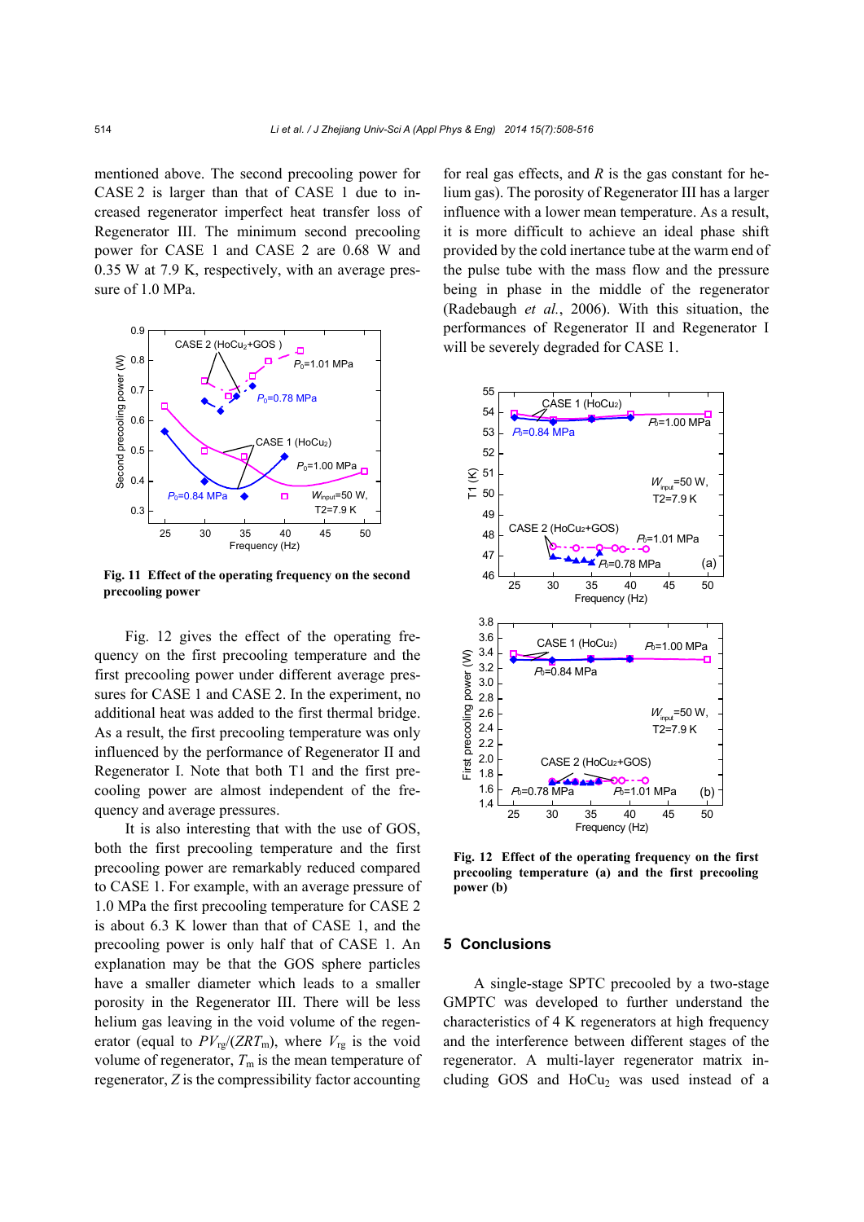mentioned above. The second precooling power for CASE 2 is larger than that of CASE 1 due to increased regenerator imperfect heat transfer loss of Regenerator III. The minimum second precooling power for CASE 1 and CASE 2 are 0.68 W and 0.35 W at 7.9 K, respectively, with an average pressure of 1.0 MPa.

**Fig. 11 Effect of the operating frequency on the second precooling power**

Fig. 12 gives the effect of the operating frequency on the first precooling temperature and the first precooling power under different average pressures for CASE 1 and CASE 2. In the experiment, no additional heat was added to the first thermal bridge. As a result, the first precooling temperature was only influenced by the performance of Regenerator II and Regenerator I. Note that both T1 and the first precooling power are almost independent of the frequency and average pressures.

It is also interesting that with the use of GOS, both the first precooling temperature and the first precooling power are remarkably reduced compared to CASE 1. For example, with an average pressure of 1.0 MPa the first precooling temperature for CASE 2 is about 6.3 K lower than that of CASE 1, and the precooling power is only half that of CASE 1. An explanation may be that the GOS sphere particles have a smaller diameter which leads to a smaller porosity in the Regenerator III. There will be less helium gas leaving in the void volume of the regenerator (equal to $PV_{rg}/(ZRT_m)$, where $V_{rg}$ is the void volume of regenerator, $T_m$ is the mean temperature of regenerator, $Z$ is the compressibility factor accounting for real gas effects, and $R$ is the gas constant for helium gas). The porosity of Regenerator III has a larger influence with a lower mean temperature. As a result, it is more difficult to achieve an ideal phase shift provided by the cold inertance tube at the warm end of the pulse tube with the mass flow and the pressure being in phase in the middle of the regenerator (Radebaugh *et al.*, 2006). With this situation, the performances of Regenerator II and Regenerator I will be severely degraded for CASE 1.

**Fig. 12 Effect of the operating frequency on the first precooling temperature (a) and the first precooling power (b)**

## 5 Conclusions

A single-stage SPTC precooled by a two-stage GMPTC was developed to further understand the characteristics of 4 K regenerators at high frequency and the interference between different stages of the regenerator. A multi-layer regenerator matrix including GOS and $HoCu_2$ was used instead of a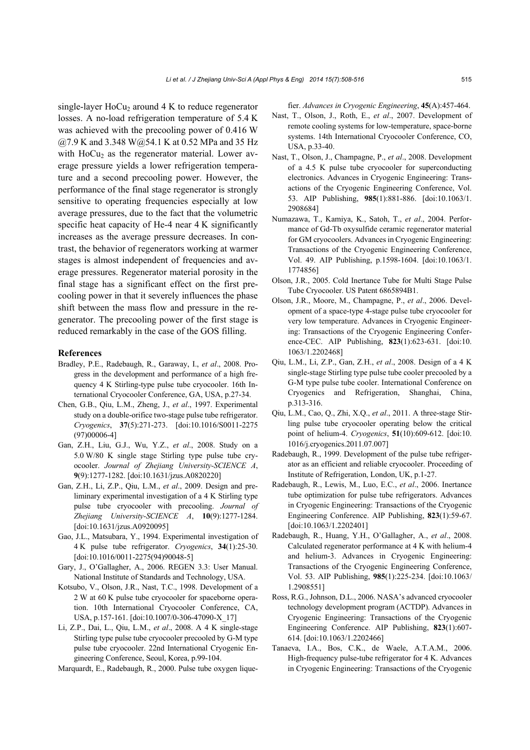single-layer $HoCu_2$ around 4 K to reduce regenerator losses. A no-load refrigeration temperature of 5.4 K was achieved with the precooling power of 0.416 W @7.9 K and 3.348 W@54.1 K at 0.52 MPa and 35 Hz with $HoCu_2$ as the regenerator material. Lower average pressure yields a lower refrigeration temperature and a second precooling power. However, the performance of the final stage regenerator is strongly sensitive to operating frequencies especially at low average pressures, due to the fact that the volumetric specific heat capacity of He-4 near 4 K significantly increases as the average pressure decreases. In contrast, the behavior of regenerators working at warmer stages is almost independent of frequencies and average pressures. Regenerator material porosity in the final stage has a significant effect on the first precooling power in that it severely influences the phase shift between the mass flow and pressure in the regenerator. The precooling power of the first stage is reduced remarkably in the case of the GOS filling.

## References

Bradley, P.E., Radebaugh, R., Garaway, I., *et al*., 2008. Progress in the development and performance of a high frequency 4 K Stirling-type pulse tube cryocooler. 16th International Cryocooler Conference, GA, USA, p.27-34.

Chen, G.B., Qiu, L.M., Zheng, J., *et al*., 1997. Experimental study on a double-orifice two-stage pulse tube refrigerator. *Cryogenics*, **37**(5):271-273. [doi:10.1016/S0011-2275(97)00006-4]

Gan, Z.H., Liu, G.J., Wu, Y.Z., *et al*., 2008. Study on a 5.0 W/80 K single stage Stirling type pulse tube cryocooler. *Journal of Zhejiang University-SCIENCE A*, **9**(9):1277-1282. [doi:10.1631/jzus.A0820220]

Gan, Z.H., Li, Z.P., Qiu, L.M., *et al*., 2009. Design and preliminary experimental investigation of a 4 K Stirling type pulse tube cryocooler with precooling. *Journal of Zhejiang University-SCIENCE A*, **10**(9):1277-1284. [doi:10.1631/jzus.A0920095]

Gao, J.L., Matsubara, Y., 1994. Experimental investigation of 4 K pulse tube refrigerator. *Cryogenics*, **34**(1):25-30. [doi:10.1016/0011-2275(94)90048-5]

Gary, J., O'Gallagher, A., 2006. REGEN 3.3: User Manual. National Institute of Standards and Technology, USA.

Kotsubo, V., Olson, J.R., Nast, T.C., 1998. Development of a 2 W at 60 K pulse tube cryocooler for spaceborne operation. 10th International Cryocooler Conference, CA, USA, p.157-161. [doi:10.1007/0-306-47090-X_17]

Li, Z.P., Dai, L., Qiu, L.M., *et al*., 2008. A 4 K single-stage Stirling type pulse tube cryocooler precooled by G-M type pulse tube cryocooler. 22nd International Cryogenic Engineering Conference, Seoul, Korea, p.99-104.

Marquardt, E., Radebaugh, R., 2000. Pulse tube oxygen liquefier. *Advances in Cryogenic Engineering*, **45**(A):457-464.

Nast, T., Olson, J., Roth, E., *et al*., 2007. Development of remote cooling systems for low-temperature, space-borne systems. 14th International Cryocooler Conference, CO, USA, p.33-40.

Nast, T., Olson, J., Champagne, P., *et al*., 2008. Development of a 4.5 K pulse tube cryocooler for superconducting electronics. Advances in Cryogenic Engineering: Transactions of the Cryogenic Engineering Conference, Vol. 53. AIP Publishing, **985**(1):881-886. [doi:10.1063/1.2908684]

Numazawa, T., Kamiya, K., Satoh, T., *et al*., 2004. Performance of Gd-Tb oxysulfide ceramic regenerator material for GM cryocoolers. Advances in Cryogenic Engineering: Transactions of the Cryogenic Engineering Conference, Vol. 49. AIP Publishing, p.1598-1604. [doi:10.1063/1.1774856]

Olson, J.R., 2005. Cold Inertance Tube for Multi Stage Pulse Tube Cryocooler. US Patent 6865894B1.

Olson, J.R., Moore, M., Champagne, P., *et al*., 2006. Development of a space-type 4-stage pulse tube cryocooler for very low temperature. Advances in Cryogenic Engineering: Transactions of the Cryogenic Engineering Conference-CEC. AIP Publishing, **823**(1):623-631. [doi:10.1063/1.2202468]

Qiu, L.M., Li, Z.P., Gan, Z.H., *et al*., 2008. Design of a 4 K single-stage Stirling type pulse tube cooler precooled by a G-M type pulse tube cooler. International Conference on Cryogenics and Refrigeration, Shanghai, China, p.313-316.

Qiu, L.M., Cao, Q., Zhi, X.Q., *et al*., 2011. A three-stage Stirling pulse tube cryocooler operating below the critical point of helium-4. *Cryogenics*, **51**(10):609-612. [doi:10.1016/j.cryogenics.2011.07.007]

Radebaugh, R., 1999. Development of the pulse tube refrigerator as an efficient and reliable cryocooler. Proceeding of Institute of Refrigeration, London, UK, p.1-27.

Radebaugh, R., Lewis, M., Luo, E.C., *et al*., 2006. Inertance tube optimization for pulse tube refrigerators. Advances in Cryogenic Engineering: Transactions of the Cryogenic Engineering Conference. AIP Publishing, **823**(1):59-67. [doi:10.1063/1.2202401]

Radebaugh, R., Huang, Y.H., O'Gallagher, A., *et al*., 2008. Calculated regenerator performance at 4 K with helium-4 and helium-3. Advances in Cryogenic Engineering: Transactions of the Cryogenic Engineering Conference, Vol. 53. AIP Publishing, **985**(1):225-234. [doi:10.1063/1.2908551]

Ross, R.G., Johnson, D.L., 2006. NASA's advanced cryocooler technology development program (ACTDP). Advances in Cryogenic Engineering: Transactions of the Cryogenic Engineering Conference. AIP Publishing, **823**(1):607-614. [doi:10.1063/1.2202466]

Tanaeva, I.A., Bos, C.K., de Waele, A.T.A.M., 2006. High-frequency pulse-tube refrigerator for 4 K. Advances in Cryogenic Engineering: Transactions of the Cryogenic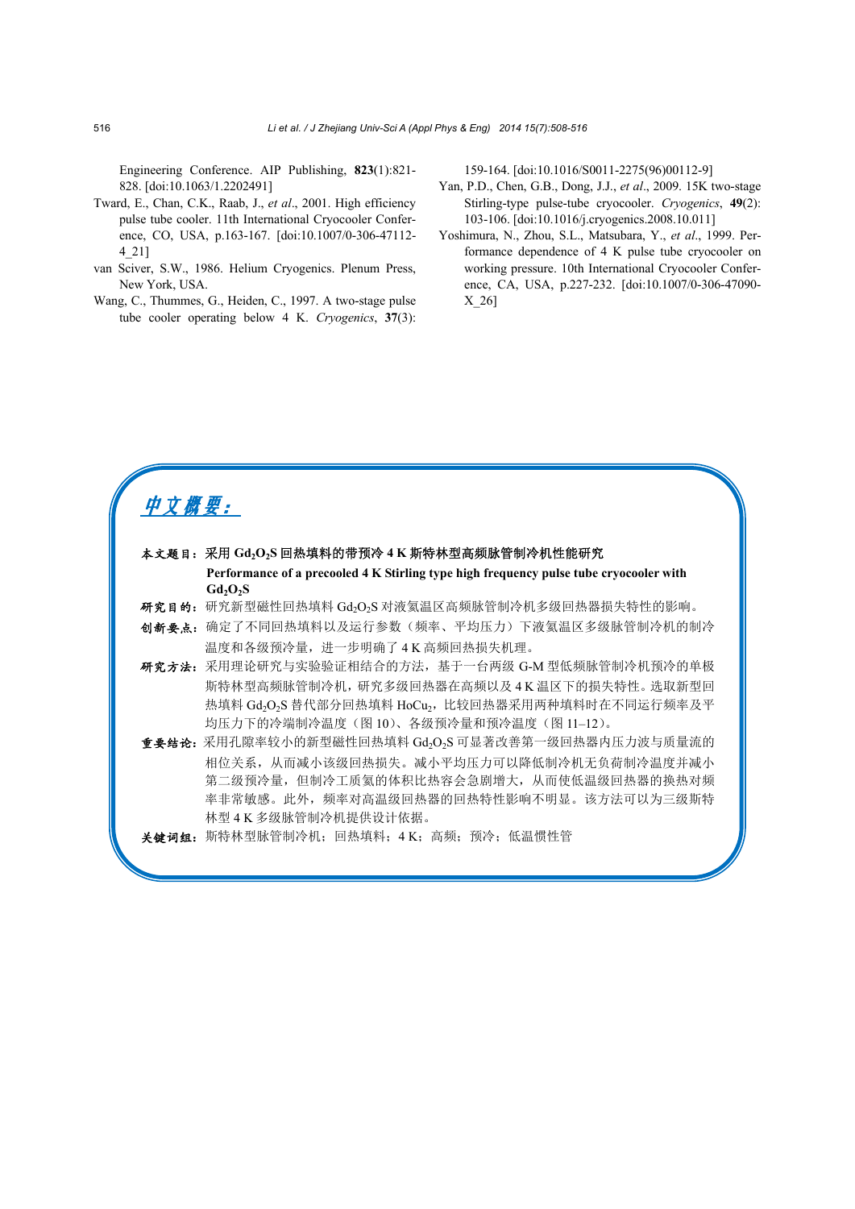Engineering Conference. AIP Publishing, **823**(1):821-828. [doi:10.1063/1.2202491]

Tward, E., Chan, C.K., Raab, J., *et al*., 2001. High efficiency pulse tube cooler. 11th International Cryocooler Conference, CO, USA, p.163-167. [doi:10.1007/0-306-47112-4_21]

van Sciver, S.W., 1986. Helium Cryogenics. Plenum Press, New York, USA.

Wang, C., Thummes, G., Heiden, C., 1997. A two-stage pulse tube cooler operating below 4 K. *Cryogenics*, **37**(3):159-164. [doi:10.1016/S0011-2275(96)00112-9]

Yan, P.D., Chen, G.B., Dong, J.J., *et al*., 2009. 15K two-stage Stirling-type pulse-tube cryocooler. *Cryogenics*, **49**(2):103-106. [doi:10.1016/j.cryogenics.2008.10.011]

Yoshimura, N., Zhou, S.L., Matsubara, Y., *et al*., 1999. Performance dependence of 4 K pulse tube cryocooler on working pressure. 10th International Cryocooler Conference, CA, USA, p.227-232. [doi:10.1007/0-306-47090-X_26]

## 中文概要：

**本文题目：** 采用 $Gd_2O_2S$ 回热填料的带预冷 4 K 斯特林型高频脉管制冷机性能研究

**Performance of a precooled 4 K Stirling type high frequency pulse tube cryocooler with $Gd_2O_2S$**

**研究目的：** 研究新型磁性回热填料 $Gd_2O_2S$ 对液氦温区高频脉管制冷机多级回热器损失特性的影响。

**创新要点：** 确定了不同回热填料以及运行参数（频率、平均压力）下液氦温区多级脉管制冷机的制冷温度和各级预冷量，进一步明确了 4 K 高频回热损失机理。

**研究方法：** 采用理论研究与实验验证相结合的方法，基于一台两级 G-M 型低频脉管制冷机预冷的单极斯特林型高频脉管制冷机，研究多级回热器在高频以及 4 K 温区下的损失特性。选取新型回热填料 $Gd_2O_2S$ 替代部分回热填料 $HoCu_2$，比较回热器采用两种填料时在不同运行频率及平均压力下的冷端制冷温度（图 10）、各级预冷量和预冷温度（图 11–12）。

**重要结论：** 采用孔隙率较小的新型磁性回热填料 $Gd_2O_2S$ 可显著改善第一级回热器内压力波与质量流的相位关系，从而减小该级回热损失。减小平均压力可以降低制冷机无负荷制冷温度并减小第二级预冷量，但制冷工质氦的体积比热容会急剧增大，从而使低温级回热器的换热对频率非常敏感。此外，频率对高温级回热器的回热特性影响不明显。该方法可以为三级斯特林型 4 K 多级脉管制冷机提供设计依据。

**关键词组：** 斯特林型脉管制冷机；回热填料；4 K；高频；预冷；低温惯性管